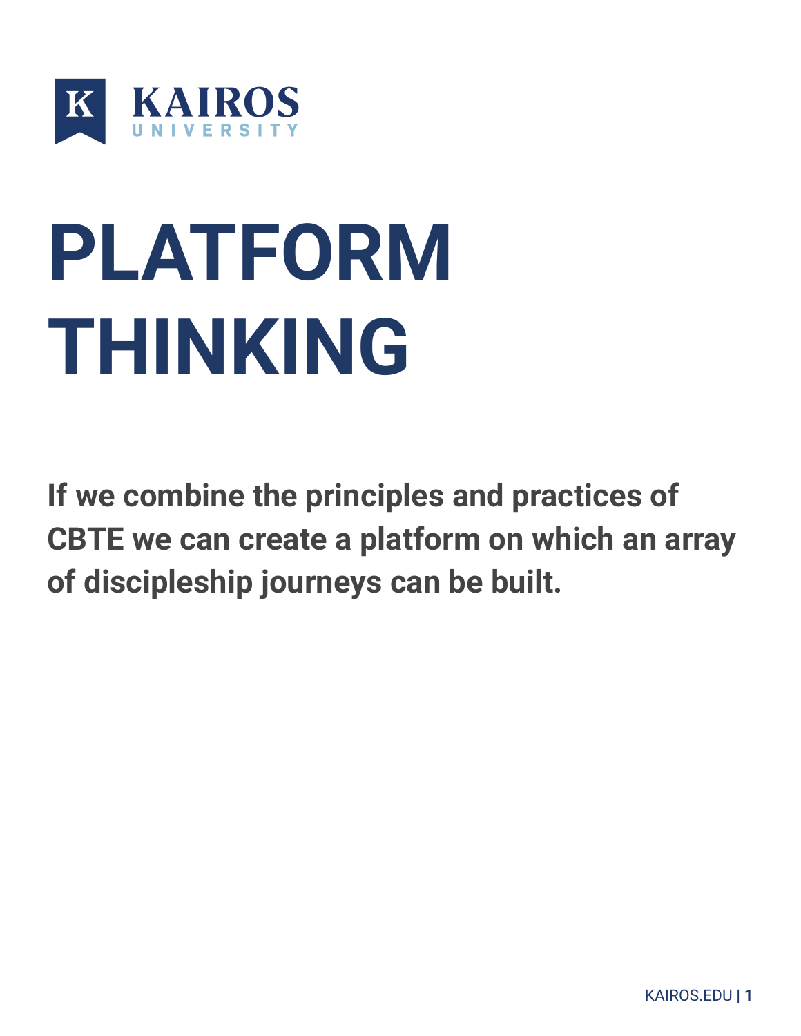KAIROS UNIVERSITY

# PLATFORM THINKING

**If we combine the principles and practices of CBTE we can create a platform on which an array of discipleship journeys can be built.**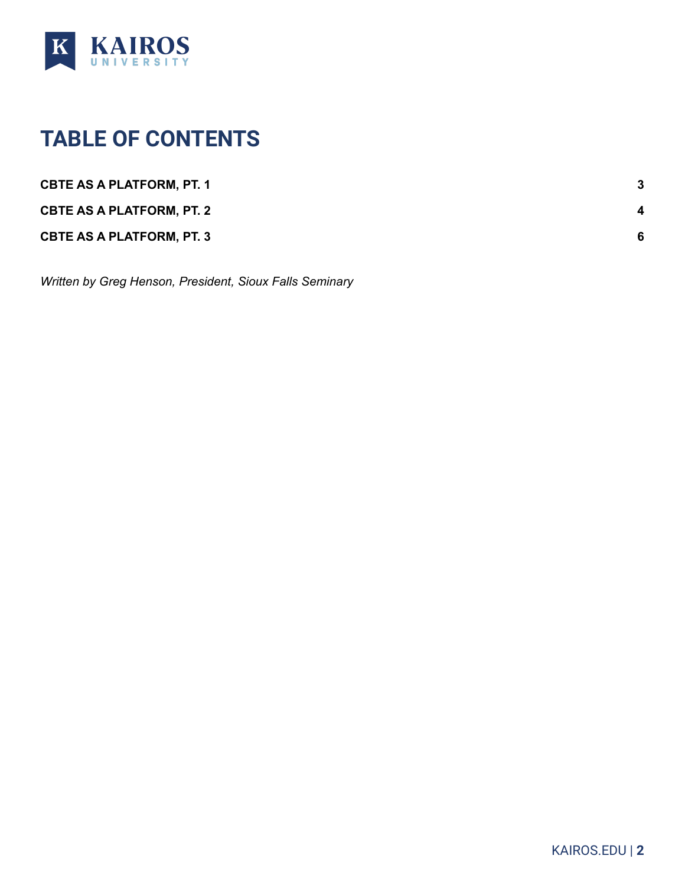# TABLE OF CONTENTS

| | |
|---|---|
| **CBTE AS A PLATFORM, PT. 1** | **3** |
| **CBTE AS A PLATFORM, PT. 2** | **4** |
| **CBTE AS A PLATFORM, PT. 3** | **6** |

*Written by Greg Henson, President, Sioux Falls Seminary*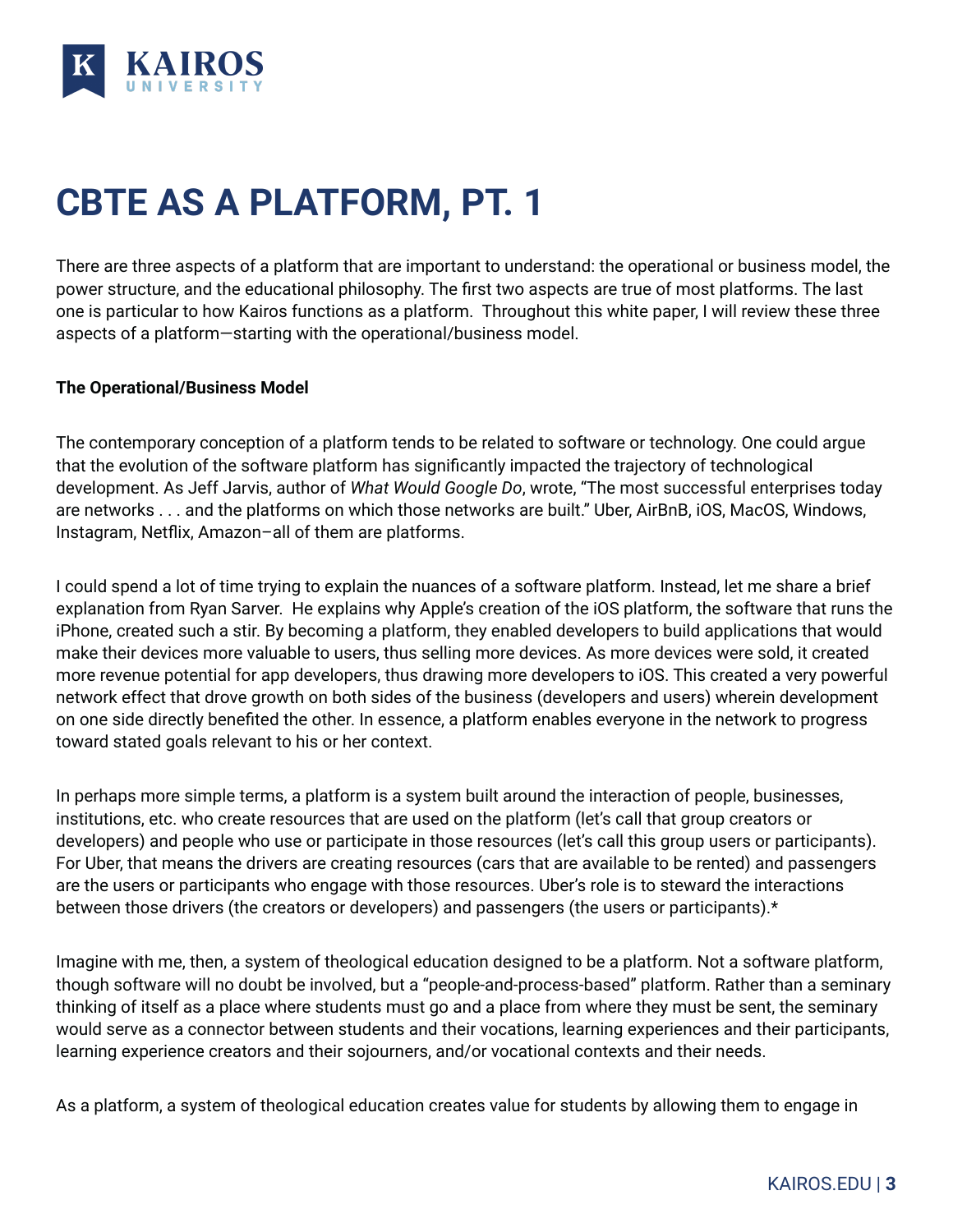# CBTE AS A PLATFORM, PT. 1

There are three aspects of a platform that are important to understand: the operational or business model, the power structure, and the educational philosophy. The first two aspects are true of most platforms. The last one is particular to how Kairos functions as a platform.  Throughout this white paper, I will review these three aspects of a platform—starting with the operational/business model.

**The Operational/Business Model**

The contemporary conception of a platform tends to be related to software or technology. One could argue that the evolution of the software platform has significantly impacted the trajectory of technological development. As Jeff Jarvis, author of *What Would Google Do*, wrote, “The most successful enterprises today are networks . . . and the platforms on which those networks are built.” Uber, AirBnB, iOS, MacOS, Windows, Instagram, Netflix, Amazon–all of them are platforms.

I could spend a lot of time trying to explain the nuances of a software platform. Instead, let me share a brief explanation from Ryan Sarver.  He explains why Apple’s creation of the iOS platform, the software that runs the iPhone, created such a stir. By becoming a platform, they enabled developers to build applications that would make their devices more valuable to users, thus selling more devices. As more devices were sold, it created more revenue potential for app developers, thus drawing more developers to iOS. This created a very powerful network effect that drove growth on both sides of the business (developers and users) wherein development on one side directly benefited the other. In essence, a platform enables everyone in the network to progress toward stated goals relevant to his or her context.

In perhaps more simple terms, a platform is a system built around the interaction of people, businesses, institutions, etc. who create resources that are used on the platform (let’s call that group creators or developers) and people who use or participate in those resources (let’s call this group users or participants). For Uber, that means the drivers are creating resources (cars that are available to be rented) and passengers are the users or participants who engage with those resources. Uber’s role is to steward the interactions between those drivers (the creators or developers) and passengers (the users or participants).*

Imagine with me, then, a system of theological education designed to be a platform. Not a software platform, though software will no doubt be involved, but a “people-and-process-based” platform. Rather than a seminary thinking of itself as a place where students must go and a place from where they must be sent, the seminary would serve as a connector between students and their vocations, learning experiences and their participants, learning experience creators and their sojourners, and/or vocational contexts and their needs.

As a platform, a system of theological education creates value for students by allowing them to engage in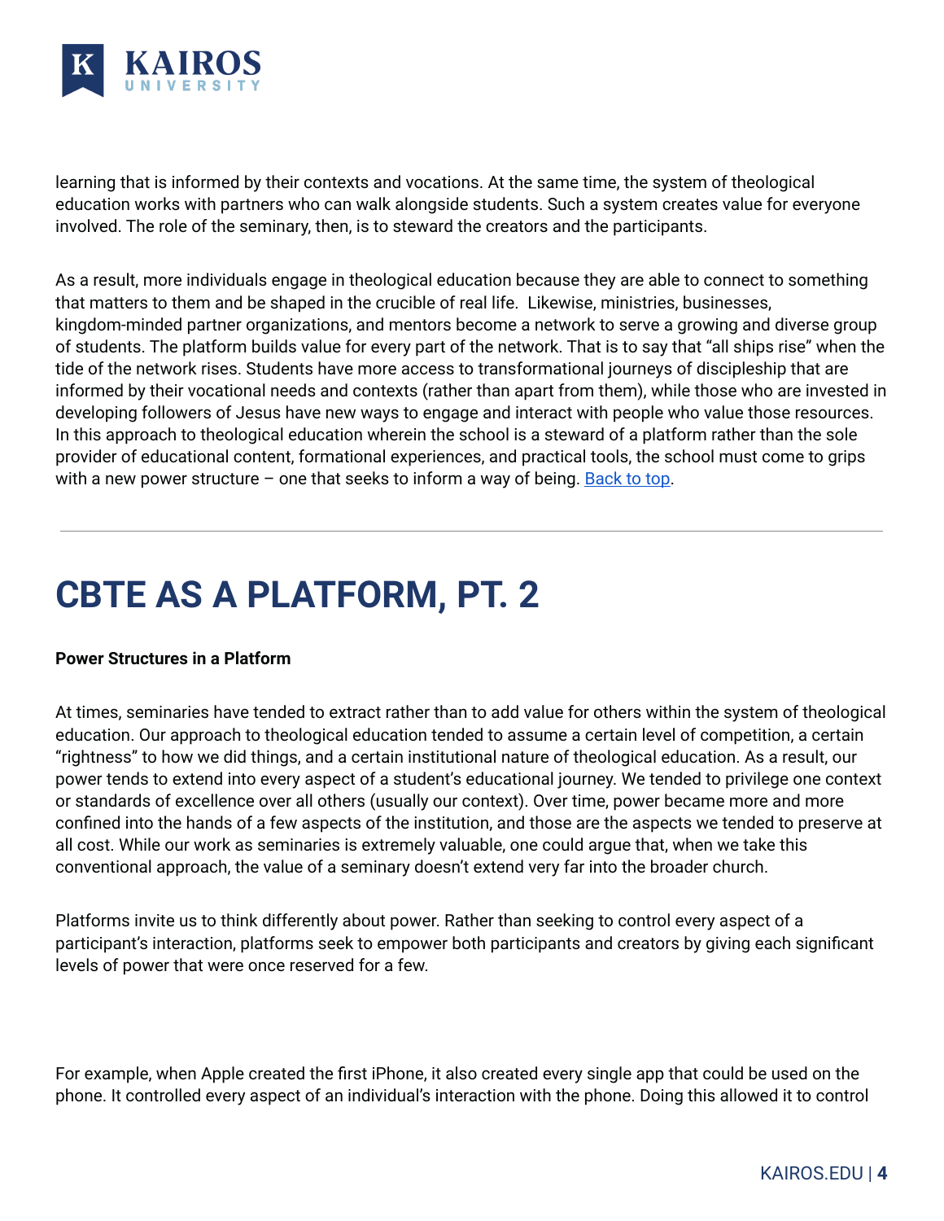learning that is informed by their contexts and vocations. At the same time, the system of theological education works with partners who can walk alongside students. Such a system creates value for everyone involved. The role of the seminary, then, is to steward the creators and the participants.

As a result, more individuals engage in theological education because they are able to connect to something that matters to them and be shaped in the crucible of real life.  Likewise, ministries, businesses, kingdom-minded partner organizations, and mentors become a network to serve a growing and diverse group of students. The platform builds value for every part of the network. That is to say that "all ships rise" when the tide of the network rises. Students have more access to transformational journeys of discipleship that are informed by their vocational needs and contexts (rather than apart from them), while those who are invested in developing followers of Jesus have new ways to engage and interact with people who value those resources. In this approach to theological education wherein the school is a steward of a platform rather than the sole provider of educational content, formational experiences, and practical tools, the school must come to grips with a new power structure – one that seeks to inform a way of being. [Back to top](#).

---

# CBTE AS A PLATFORM, PT. 2

**Power Structures in a Platform**

At times, seminaries have tended to extract rather than to add value for others within the system of theological education. Our approach to theological education tended to assume a certain level of competition, a certain "rightness" to how we did things, and a certain institutional nature of theological education. As a result, our power tends to extend into every aspect of a student's educational journey. We tended to privilege one context or standards of excellence over all others (usually our context). Over time, power became more and more confined into the hands of a few aspects of the institution, and those are the aspects we tended to preserve at all cost. While our work as seminaries is extremely valuable, one could argue that, when we take this conventional approach, the value of a seminary doesn't extend very far into the broader church.

Platforms invite us to think differently about power. Rather than seeking to control every aspect of a participant's interaction, platforms seek to empower both participants and creators by giving each significant levels of power that were once reserved for a few.

For example, when Apple created the first iPhone, it also created every single app that could be used on the phone. It controlled every aspect of an individual's interaction with the phone. Doing this allowed it to control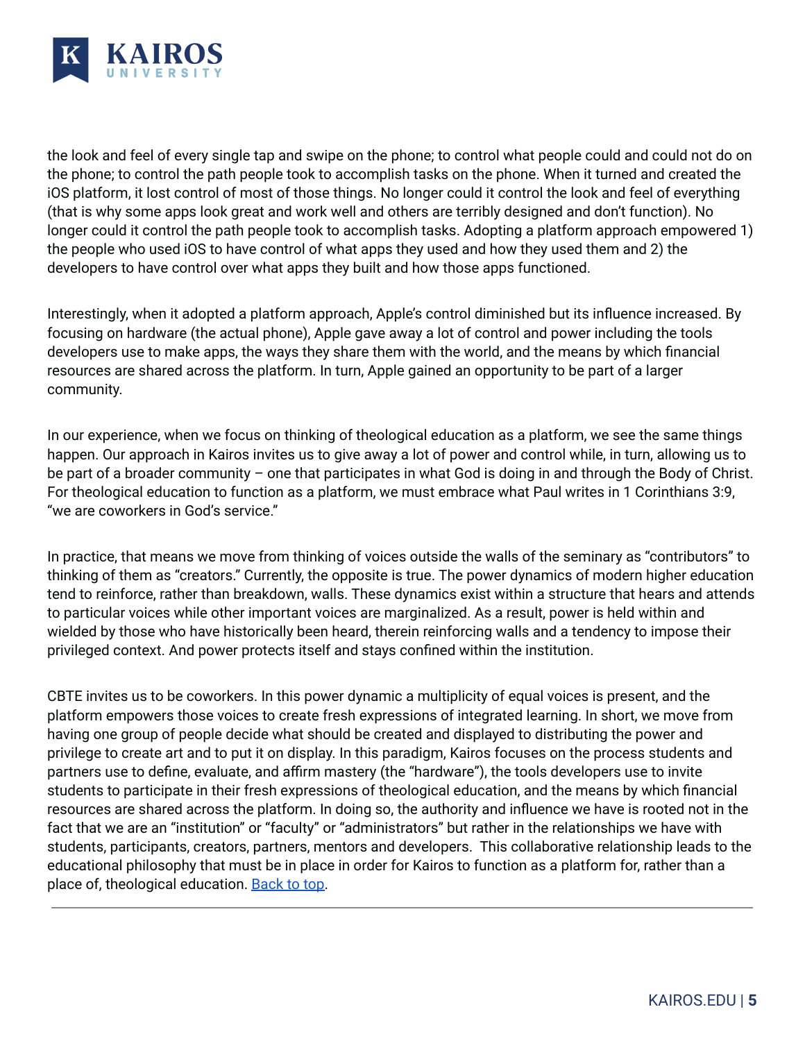the look and feel of every single tap and swipe on the phone; to control what people could and could not do on the phone; to control the path people took to accomplish tasks on the phone. When it turned and created the iOS platform, it lost control of most of those things. No longer could it control the look and feel of everything (that is why some apps look great and work well and others are terribly designed and don't function). No longer could it control the path people took to accomplish tasks. Adopting a platform approach empowered 1) the people who used iOS to have control of what apps they used and how they used them and 2) the developers to have control over what apps they built and how those apps functioned.

Interestingly, when it adopted a platform approach, Apple's control diminished but its influence increased. By focusing on hardware (the actual phone), Apple gave away a lot of control and power including the tools developers use to make apps, the ways they share them with the world, and the means by which financial resources are shared across the platform. In turn, Apple gained an opportunity to be part of a larger community.

In our experience, when we focus on thinking of theological education as a platform, we see the same things happen. Our approach in Kairos invites us to give away a lot of power and control while, in turn, allowing us to be part of a broader community – one that participates in what God is doing in and through the Body of Christ. For theological education to function as a platform, we must embrace what Paul writes in 1 Corinthians 3:9, "we are coworkers in God's service."

In practice, that means we move from thinking of voices outside the walls of the seminary as "contributors" to thinking of them as "creators." Currently, the opposite is true. The power dynamics of modern higher education tend to reinforce, rather than breakdown, walls. These dynamics exist within a structure that hears and attends to particular voices while other important voices are marginalized. As a result, power is held within and wielded by those who have historically been heard, therein reinforcing walls and a tendency to impose their privileged context. And power protects itself and stays confined within the institution.

CBTE invites us to be coworkers. In this power dynamic a multiplicity of equal voices is present, and the platform empowers those voices to create fresh expressions of integrated learning. In short, we move from having one group of people decide what should be created and displayed to distributing the power and privilege to create art and to put it on display. In this paradigm, Kairos focuses on the process students and partners use to define, evaluate, and affirm mastery (the "hardware"), the tools developers use to invite students to participate in their fresh expressions of theological education, and the means by which financial resources are shared across the platform. In doing so, the authority and influence we have is rooted not in the fact that we are an "institution" or "faculty" or "administrators" but rather in the relationships we have with students, participants, creators, partners, mentors and developers. This collaborative relationship leads to the educational philosophy that must be in place in order for Kairos to function as a platform for, rather than a place of, theological education. [Back to top](#).

---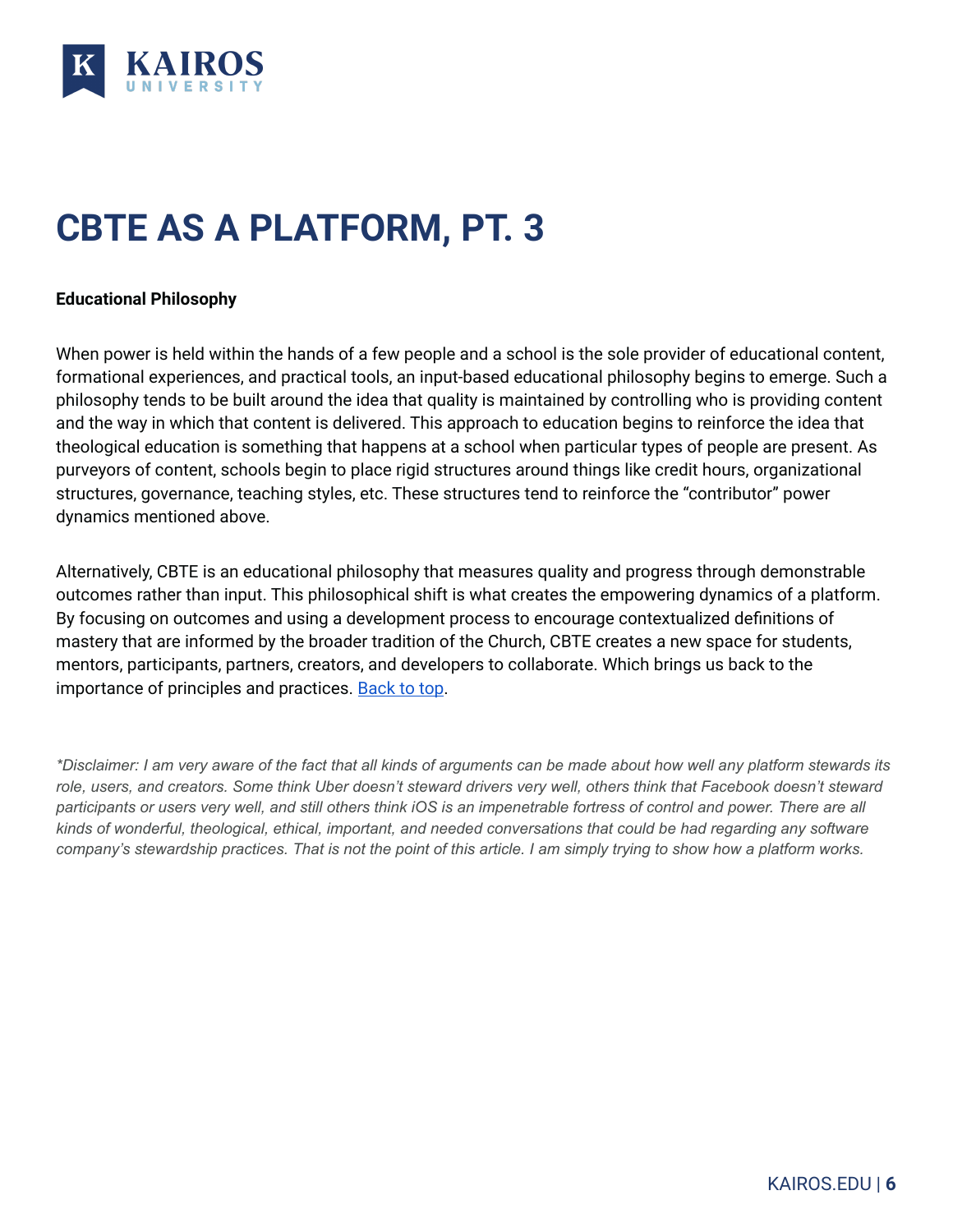# CBTE AS A PLATFORM, PT. 3

**Educational Philosophy**

When power is held within the hands of a few people and a school is the sole provider of educational content, formational experiences, and practical tools, an input-based educational philosophy begins to emerge. Such a philosophy tends to be built around the idea that quality is maintained by controlling who is providing content and the way in which that content is delivered. This approach to education begins to reinforce the idea that theological education is something that happens at a school when particular types of people are present. As purveyors of content, schools begin to place rigid structures around things like credit hours, organizational structures, governance, teaching styles, etc. These structures tend to reinforce the "contributor" power dynamics mentioned above.

Alternatively, CBTE is an educational philosophy that measures quality and progress through demonstrable outcomes rather than input. This philosophical shift is what creates the empowering dynamics of a platform. By focusing on outcomes and using a development process to encourage contextualized definitions of mastery that are informed by the broader tradition of the Church, CBTE creates a new space for students, mentors, participants, partners, creators, and developers to collaborate. Which brings us back to the importance of principles and practices. [Back to top](#).

*\*Disclaimer: I am very aware of the fact that all kinds of arguments can be made about how well any platform stewards its role, users, and creators. Some think Uber doesn't steward drivers very well, others think that Facebook doesn't steward participants or users very well, and still others think iOS is an impenetrable fortress of control and power. There are all kinds of wonderful, theological, ethical, important, and needed conversations that could be had regarding any software company's stewardship practices. That is not the point of this article. I am simply trying to show how a platform works.*